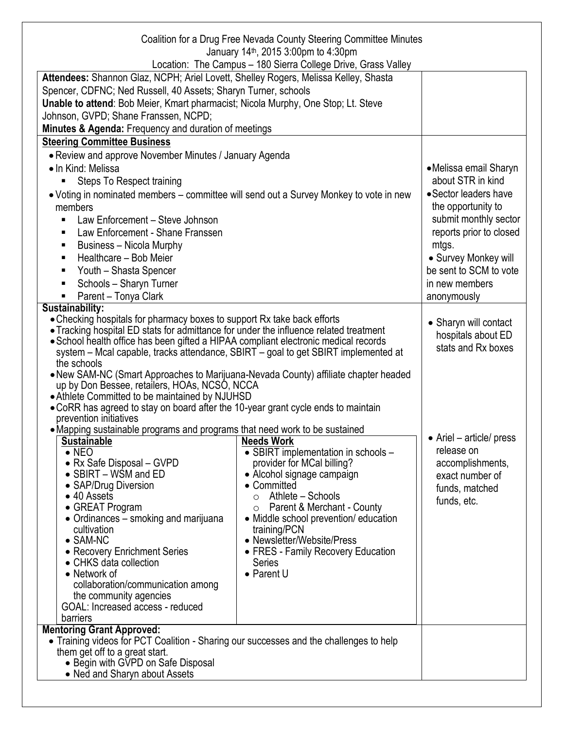Coalition for a Drug Free Nevada County Steering Committee Minutes
January 14th, 2015 3:00pm to 4:30pm
Location: The Campus – 180 Sierra College Drive, Grass Valley

**Attendees:** Shannon Glaz, NCPH; Ariel Lovett, Shelley Rogers, Melissa Kelley, Shasta Spencer, CDFNC; Ned Russell, 40 Assets; Sharyn Turner, schools
**Unable to attend**: Bob Meier, Kmart pharmacist; Nicola Murphy, One Stop; Lt. Steve Johnson, GVPD; Shane Franssen, NCPD;
**Minutes & Agenda:** Frequency and duration of meetings

## Steering Committee Business

- Review and approve November Minutes / January Agenda
- In Kind: Melissa
  - Steps To Respect training
- Voting in nominated members – committee will send out a Survey Monkey to vote in new members
  - Law Enforcement – Steve Johnson
  - Law Enforcement - Shane Franssen
  - Business – Nicola Murphy
  - Healthcare – Bob Meier
  - Youth – Shasta Spencer
  - Schools – Sharyn Turner
  - Parent – Tonya Clark

Action items:
- Melissa email Sharyn about STR in kind
- Sector leaders have the opportunity to submit monthly sector reports prior to closed mtgs.
- Survey Monkey will be sent to SCM to vote in new members anonymously

## Sustainability:

- Checking hospitals for pharmacy boxes to support Rx take back efforts
- Tracking hospital ED stats for admittance for under the influence related treatment
- School health office has been gifted a HIPAA compliant electronic medical records system – Mcal capable, tracks attendance, SBIRT – goal to get SBIRT implemented at the schools
- New SAM-NC (Smart Approaches to Marijuana-Nevada County) affiliate chapter headed up by Don Bessee, retailers, HOAs, NCSO, NCCA
- Athlete Committed to be maintained by NJUHSD
- CoRR has agreed to stay on board after the 10-year grant cycle ends to maintain prevention initiatives
- Mapping sustainable programs and programs that need work to be sustained

| Sustainable | Needs Work |
|---|---|
| • NEO<br>• Rx Safe Disposal – GVPD<br>• SBIRT – WSM and ED<br>• SAP/Drug Diversion<br>• 40 Assets<br>• GREAT Program<br>• Ordinances – smoking and marijuana cultivation<br>• SAM-NC<br>• Recovery Enrichment Series<br>• CHKS data collection<br>• Network of collaboration/communication among the community agencies<br>GOAL: Increased access - reduced barriers | • SBIRT implementation in schools – provider for MCal billing?<br>• Alcohol signage campaign<br>• Committed<br>  ○ Athlete – Schools<br>  ○ Parent & Merchant - County<br>• Middle school prevention/ education training/PCN<br>• Newsletter/Website/Press<br>• FRES - Family Recovery Education Series<br>• Parent U |

Action items:
- Sharyn will contact hospitals about ED stats and Rx boxes
- Ariel – article/ press release on accomplishments, exact number of funds, matched funds, etc.

## Mentoring Grant Approved:

- Training videos for PCT Coalition - Sharing our successes and the challenges to help them get off to a great start.
  - Begin with GVPD on Safe Disposal
  - Ned and Sharyn about Assets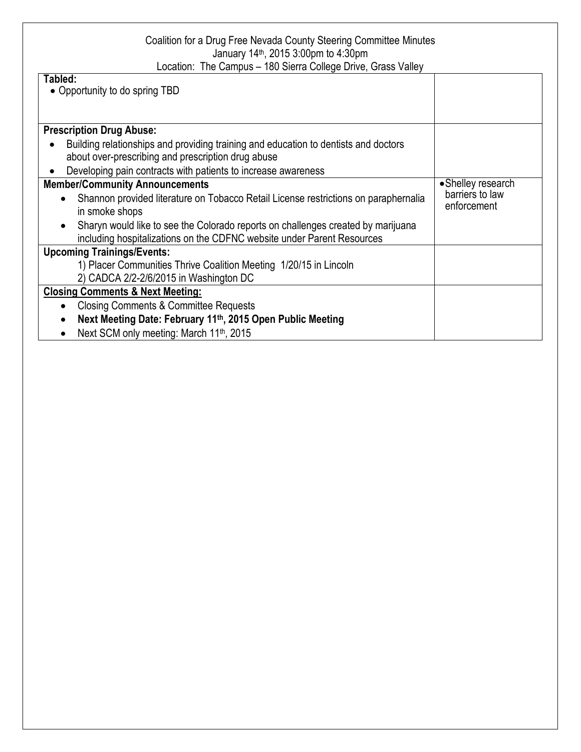Coalition for a Drug Free Nevada County Steering Committee Minutes
January 14th, 2015 3:00pm to 4:30pm
Location: The Campus – 180 Sierra College Drive, Grass Valley

| | |
|---|---|
| **Tabled:**<br>• Opportunity to do spring TBD | |
| **Prescription Drug Abuse:**<br>• Building relationships and providing training and education to dentists and doctors about over-prescribing and prescription drug abuse<br>• Developing pain contracts with patients to increase awareness | |
| **Member/Community Announcements**<br>• Shannon provided literature on Tobacco Retail License restrictions on paraphernalia in smoke shops<br>• Sharyn would like to see the Colorado reports on challenges created by marijuana including hospitalizations on the CDFNC website under Parent Resources | • Shelley research barriers to law enforcement |
| **Upcoming Trainings/Events:**<br>1) Placer Communities Thrive Coalition Meeting 1/20/15 in Lincoln<br>2) CADCA 2/2-2/6/2015 in Washington DC | |
| **Closing Comments & Next Meeting:**<br>• Closing Comments & Committee Requests<br>• **Next Meeting Date: February 11th, 2015 Open Public Meeting**<br>• Next SCM only meeting: March 11th, 2015 | |